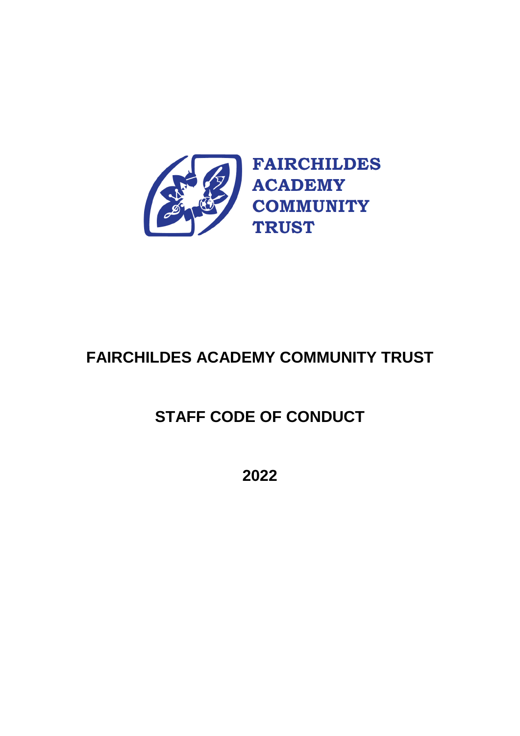FAIRCHILDES
ACADEMY
COMMUNITY
TRUST

# FAIRCHILDES ACADEMY COMMUNITY TRUST

## STAFF CODE OF CONDUCT

## 2022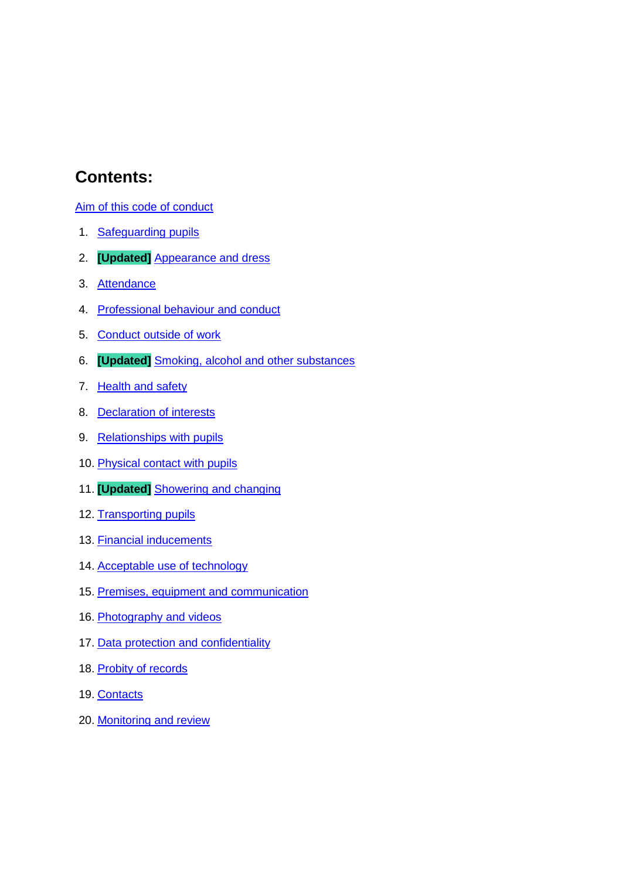## Contents:

Aim of this code of conduct

1. Safeguarding pupils
2. **[Updated]** Appearance and dress
3. Attendance
4. Professional behaviour and conduct
5. Conduct outside of work
6. **[Updated]** Smoking, alcohol and other substances
7. Health and safety
8. Declaration of interests
9. Relationships with pupils
10. Physical contact with pupils
11. **[Updated]** Showering and changing
12. Transporting pupils
13. Financial inducements
14. Acceptable use of technology
15. Premises, equipment and communication
16. Photography and videos
17. Data protection and confidentiality
18. Probity of records
19. Contacts
20. Monitoring and review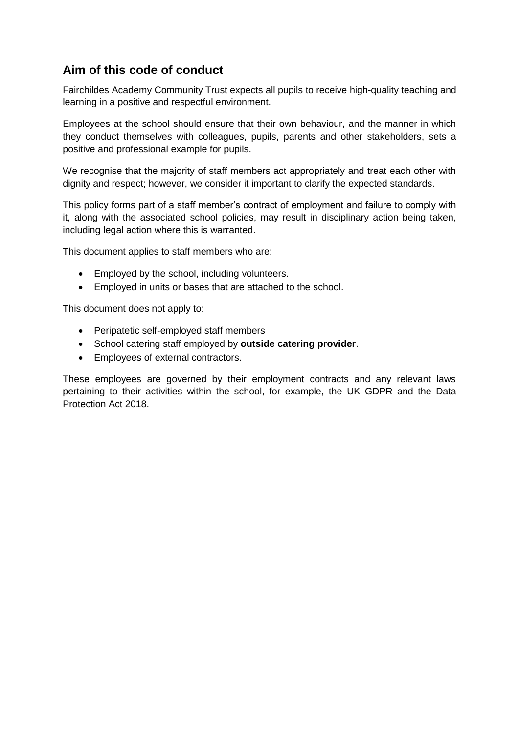## Aim of this code of conduct

Fairchildes Academy Community Trust expects all pupils to receive high-quality teaching and learning in a positive and respectful environment.

Employees at the school should ensure that their own behaviour, and the manner in which they conduct themselves with colleagues, pupils, parents and other stakeholders, sets a positive and professional example for pupils.

We recognise that the majority of staff members act appropriately and treat each other with dignity and respect; however, we consider it important to clarify the expected standards.

This policy forms part of a staff member's contract of employment and failure to comply with it, along with the associated school policies, may result in disciplinary action being taken, including legal action where this is warranted.

This document applies to staff members who are:

- Employed by the school, including volunteers.
- Employed in units or bases that are attached to the school.

This document does not apply to:

- Peripatetic self-employed staff members
- School catering staff employed by **outside catering provider**.
- Employees of external contractors.

These employees are governed by their employment contracts and any relevant laws pertaining to their activities within the school, for example, the UK GDPR and the Data Protection Act 2018.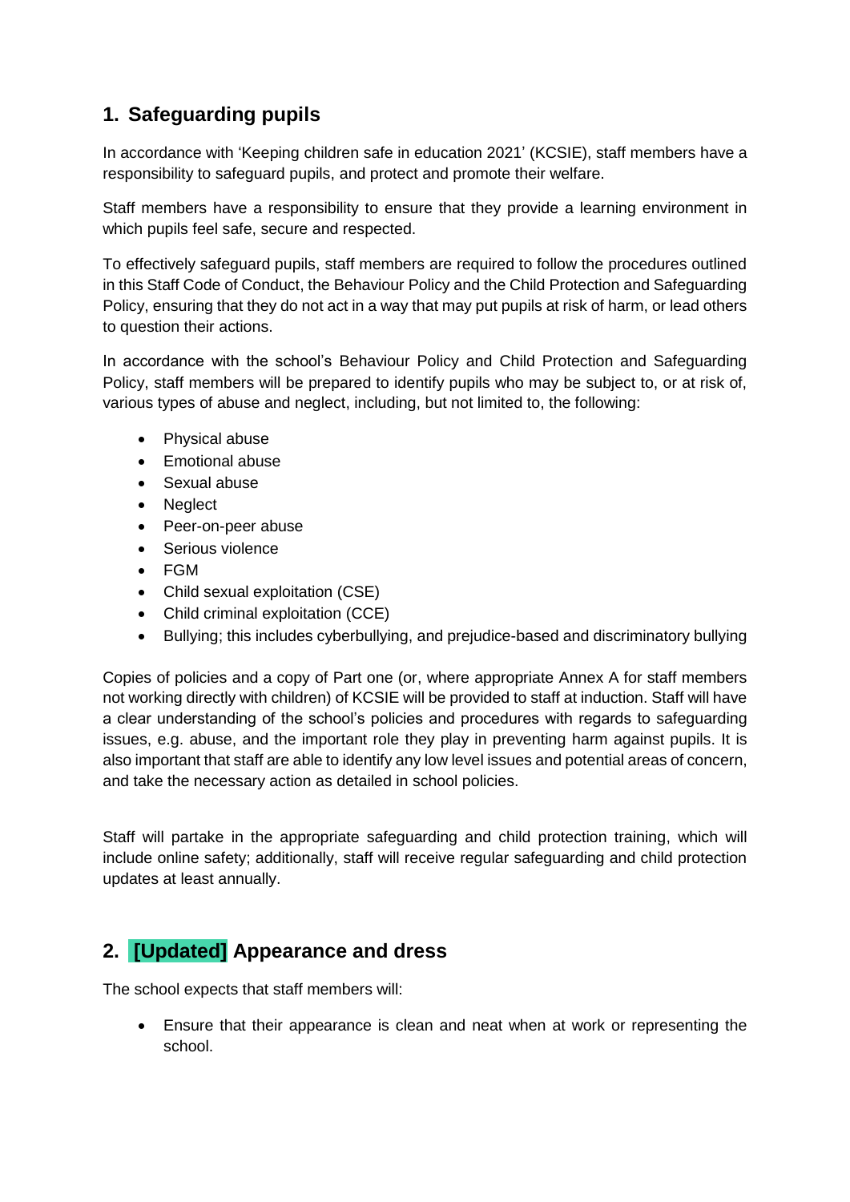## 1. Safeguarding pupils

In accordance with 'Keeping children safe in education 2021' (KCSIE), staff members have a responsibility to safeguard pupils, and protect and promote their welfare.

Staff members have a responsibility to ensure that they provide a learning environment in which pupils feel safe, secure and respected.

To effectively safeguard pupils, staff members are required to follow the procedures outlined in this Staff Code of Conduct, the Behaviour Policy and the Child Protection and Safeguarding Policy, ensuring that they do not act in a way that may put pupils at risk of harm, or lead others to question their actions.

In accordance with the school's Behaviour Policy and Child Protection and Safeguarding Policy, staff members will be prepared to identify pupils who may be subject to, or at risk of, various types of abuse and neglect, including, but not limited to, the following:

- Physical abuse
- Emotional abuse
- Sexual abuse
- Neglect
- Peer-on-peer abuse
- Serious violence
- FGM
- Child sexual exploitation (CSE)
- Child criminal exploitation (CCE)
- Bullying; this includes cyberbullying, and prejudice-based and discriminatory bullying

Copies of policies and a copy of Part one (or, where appropriate Annex A for staff members not working directly with children) of KCSIE will be provided to staff at induction. Staff will have a clear understanding of the school's policies and procedures with regards to safeguarding issues, e.g. abuse, and the important role they play in preventing harm against pupils. It is also important that staff are able to identify any low level issues and potential areas of concern, and take the necessary action as detailed in school policies.

Staff will partake in the appropriate safeguarding and child protection training, which will include online safety; additionally, staff will receive regular safeguarding and child protection updates at least annually.

## 2. [Updated] Appearance and dress

The school expects that staff members will:

- Ensure that their appearance is clean and neat when at work or representing the school.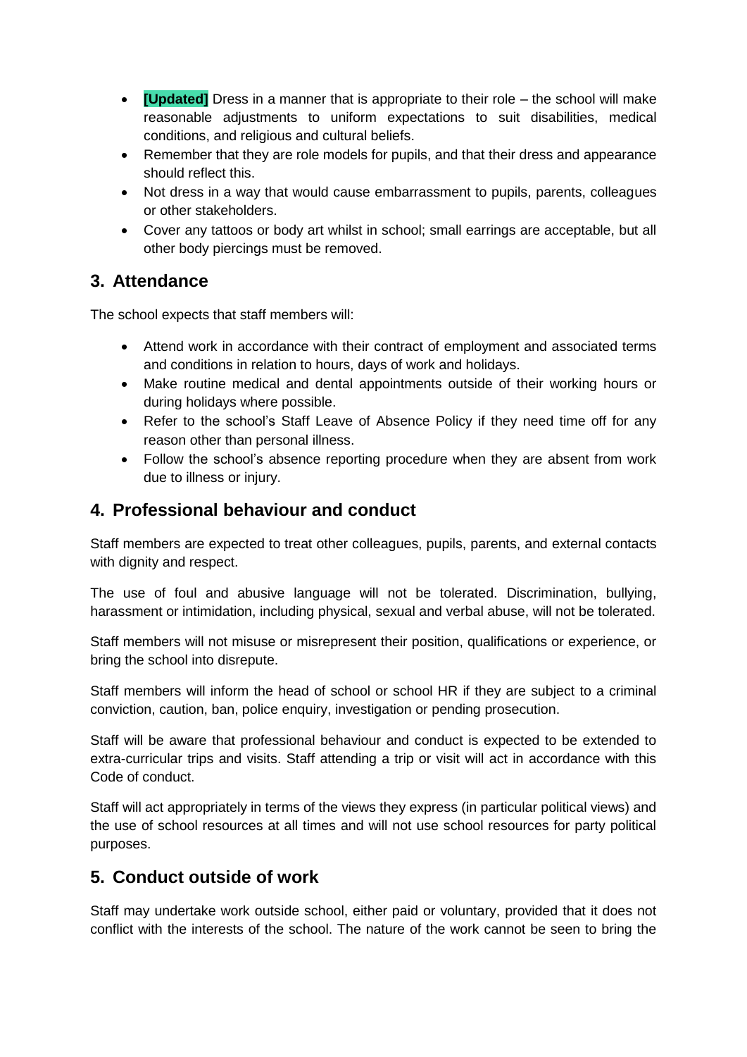- **[Updated]** Dress in a manner that is appropriate to their role – the school will make reasonable adjustments to uniform expectations to suit disabilities, medical conditions, and religious and cultural beliefs.
- Remember that they are role models for pupils, and that their dress and appearance should reflect this.
- Not dress in a way that would cause embarrassment to pupils, parents, colleagues or other stakeholders.
- Cover any tattoos or body art whilst in school; small earrings are acceptable, but all other body piercings must be removed.

## 3. Attendance

The school expects that staff members will:

- Attend work in accordance with their contract of employment and associated terms and conditions in relation to hours, days of work and holidays.
- Make routine medical and dental appointments outside of their working hours or during holidays where possible.
- Refer to the school's Staff Leave of Absence Policy if they need time off for any reason other than personal illness.
- Follow the school's absence reporting procedure when they are absent from work due to illness or injury.

## 4. Professional behaviour and conduct

Staff members are expected to treat other colleagues, pupils, parents, and external contacts with dignity and respect.

The use of foul and abusive language will not be tolerated. Discrimination, bullying, harassment or intimidation, including physical, sexual and verbal abuse, will not be tolerated.

Staff members will not misuse or misrepresent their position, qualifications or experience, or bring the school into disrepute.

Staff members will inform the head of school or school HR if they are subject to a criminal conviction, caution, ban, police enquiry, investigation or pending prosecution.

Staff will be aware that professional behaviour and conduct is expected to be extended to extra-curricular trips and visits. Staff attending a trip or visit will act in accordance with this Code of conduct.

Staff will act appropriately in terms of the views they express (in particular political views) and the use of school resources at all times and will not use school resources for party political purposes.

## 5. Conduct outside of work

Staff may undertake work outside school, either paid or voluntary, provided that it does not conflict with the interests of the school. The nature of the work cannot be seen to bring the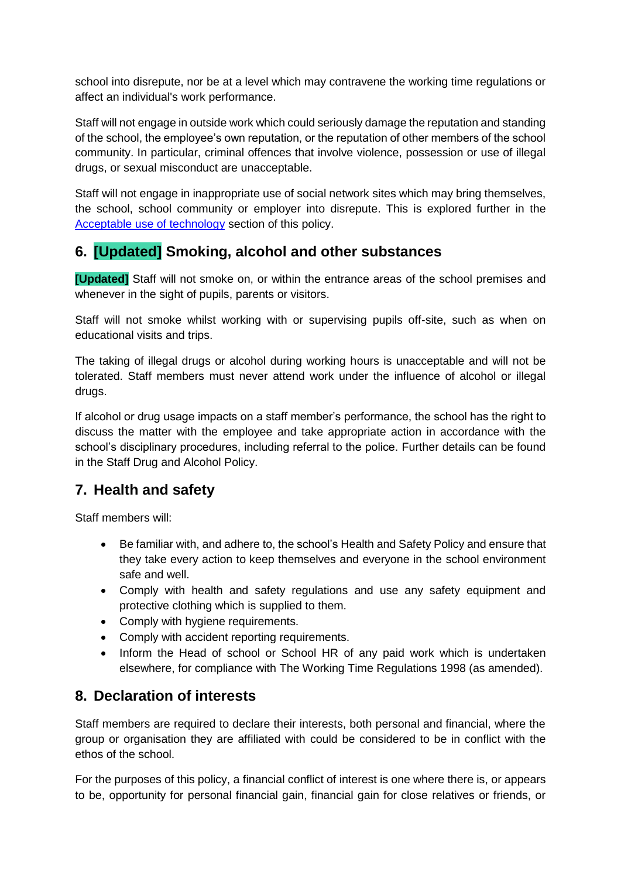school into disrepute, nor be at a level which may contravene the working time regulations or affect an individual's work performance.

Staff will not engage in outside work which could seriously damage the reputation and standing of the school, the employee's own reputation, or the reputation of other members of the school community. In particular, criminal offences that involve violence, possession or use of illegal drugs, or sexual misconduct are unacceptable.

Staff will not engage in inappropriate use of social network sites which may bring themselves, the school, school community or employer into disrepute. This is explored further in the Acceptable use of technology section of this policy.

## 6. [Updated] Smoking, alcohol and other substances

**[Updated]** Staff will not smoke on, or within the entrance areas of the school premises and whenever in the sight of pupils, parents or visitors.

Staff will not smoke whilst working with or supervising pupils off-site, such as when on educational visits and trips.

The taking of illegal drugs or alcohol during working hours is unacceptable and will not be tolerated. Staff members must never attend work under the influence of alcohol or illegal drugs.

If alcohol or drug usage impacts on a staff member's performance, the school has the right to discuss the matter with the employee and take appropriate action in accordance with the school's disciplinary procedures, including referral to the police. Further details can be found in the Staff Drug and Alcohol Policy.

## 7. Health and safety

Staff members will:

- Be familiar with, and adhere to, the school's Health and Safety Policy and ensure that they take every action to keep themselves and everyone in the school environment safe and well.
- Comply with health and safety regulations and use any safety equipment and protective clothing which is supplied to them.
- Comply with hygiene requirements.
- Comply with accident reporting requirements.
- Inform the Head of school or School HR of any paid work which is undertaken elsewhere, for compliance with The Working Time Regulations 1998 (as amended).

## 8. Declaration of interests

Staff members are required to declare their interests, both personal and financial, where the group or organisation they are affiliated with could be considered to be in conflict with the ethos of the school.

For the purposes of this policy, a financial conflict of interest is one where there is, or appears to be, opportunity for personal financial gain, financial gain for close relatives or friends, or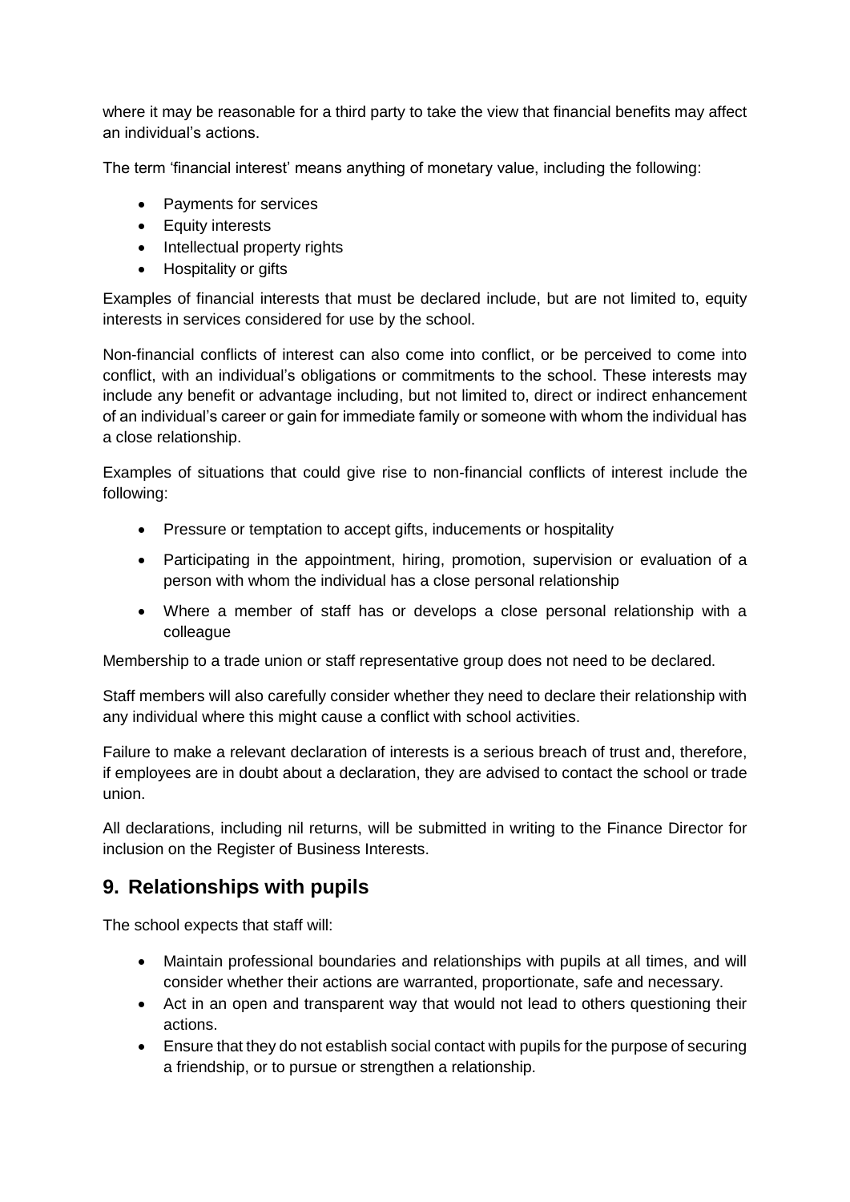where it may be reasonable for a third party to take the view that financial benefits may affect an individual's actions.

The term 'financial interest' means anything of monetary value, including the following:

- Payments for services
- Equity interests
- Intellectual property rights
- Hospitality or gifts

Examples of financial interests that must be declared include, but are not limited to, equity interests in services considered for use by the school.

Non-financial conflicts of interest can also come into conflict, or be perceived to come into conflict, with an individual's obligations or commitments to the school. These interests may include any benefit or advantage including, but not limited to, direct or indirect enhancement of an individual's career or gain for immediate family or someone with whom the individual has a close relationship.

Examples of situations that could give rise to non-financial conflicts of interest include the following:

- Pressure or temptation to accept gifts, inducements or hospitality
- Participating in the appointment, hiring, promotion, supervision or evaluation of a person with whom the individual has a close personal relationship
- Where a member of staff has or develops a close personal relationship with a colleague

Membership to a trade union or staff representative group does not need to be declared.

Staff members will also carefully consider whether they need to declare their relationship with any individual where this might cause a conflict with school activities.

Failure to make a relevant declaration of interests is a serious breach of trust and, therefore, if employees are in doubt about a declaration, they are advised to contact the school or trade union.

All declarations, including nil returns, will be submitted in writing to the Finance Director for inclusion on the Register of Business Interests.

## 9. Relationships with pupils

The school expects that staff will:

- Maintain professional boundaries and relationships with pupils at all times, and will consider whether their actions are warranted, proportionate, safe and necessary.
- Act in an open and transparent way that would not lead to others questioning their actions.
- Ensure that they do not establish social contact with pupils for the purpose of securing a friendship, or to pursue or strengthen a relationship.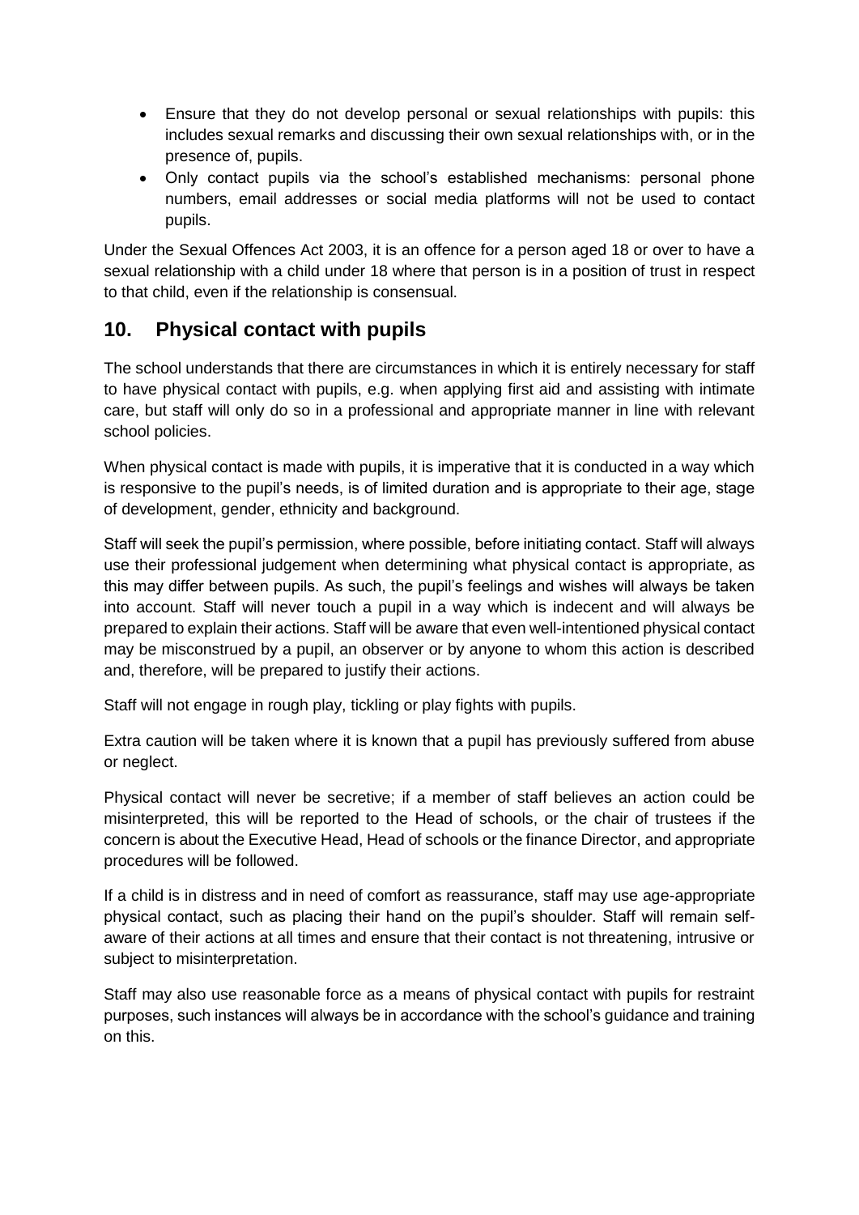- Ensure that they do not develop personal or sexual relationships with pupils: this includes sexual remarks and discussing their own sexual relationships with, or in the presence of, pupils.
- Only contact pupils via the school's established mechanisms: personal phone numbers, email addresses or social media platforms will not be used to contact pupils.

Under the Sexual Offences Act 2003, it is an offence for a person aged 18 or over to have a sexual relationship with a child under 18 where that person is in a position of trust in respect to that child, even if the relationship is consensual.

## 10. Physical contact with pupils

The school understands that there are circumstances in which it is entirely necessary for staff to have physical contact with pupils, e.g. when applying first aid and assisting with intimate care, but staff will only do so in a professional and appropriate manner in line with relevant school policies.

When physical contact is made with pupils, it is imperative that it is conducted in a way which is responsive to the pupil's needs, is of limited duration and is appropriate to their age, stage of development, gender, ethnicity and background.

Staff will seek the pupil's permission, where possible, before initiating contact. Staff will always use their professional judgement when determining what physical contact is appropriate, as this may differ between pupils. As such, the pupil's feelings and wishes will always be taken into account. Staff will never touch a pupil in a way which is indecent and will always be prepared to explain their actions. Staff will be aware that even well-intentioned physical contact may be misconstrued by a pupil, an observer or by anyone to whom this action is described and, therefore, will be prepared to justify their actions.

Staff will not engage in rough play, tickling or play fights with pupils.

Extra caution will be taken where it is known that a pupil has previously suffered from abuse or neglect.

Physical contact will never be secretive; if a member of staff believes an action could be misinterpreted, this will be reported to the Head of schools, or the chair of trustees if the concern is about the Executive Head, Head of schools or the finance Director, and appropriate procedures will be followed.

If a child is in distress and in need of comfort as reassurance, staff may use age-appropriate physical contact, such as placing their hand on the pupil's shoulder. Staff will remain self-aware of their actions at all times and ensure that their contact is not threatening, intrusive or subject to misinterpretation.

Staff may also use reasonable force as a means of physical contact with pupils for restraint purposes, such instances will always be in accordance with the school's guidance and training on this.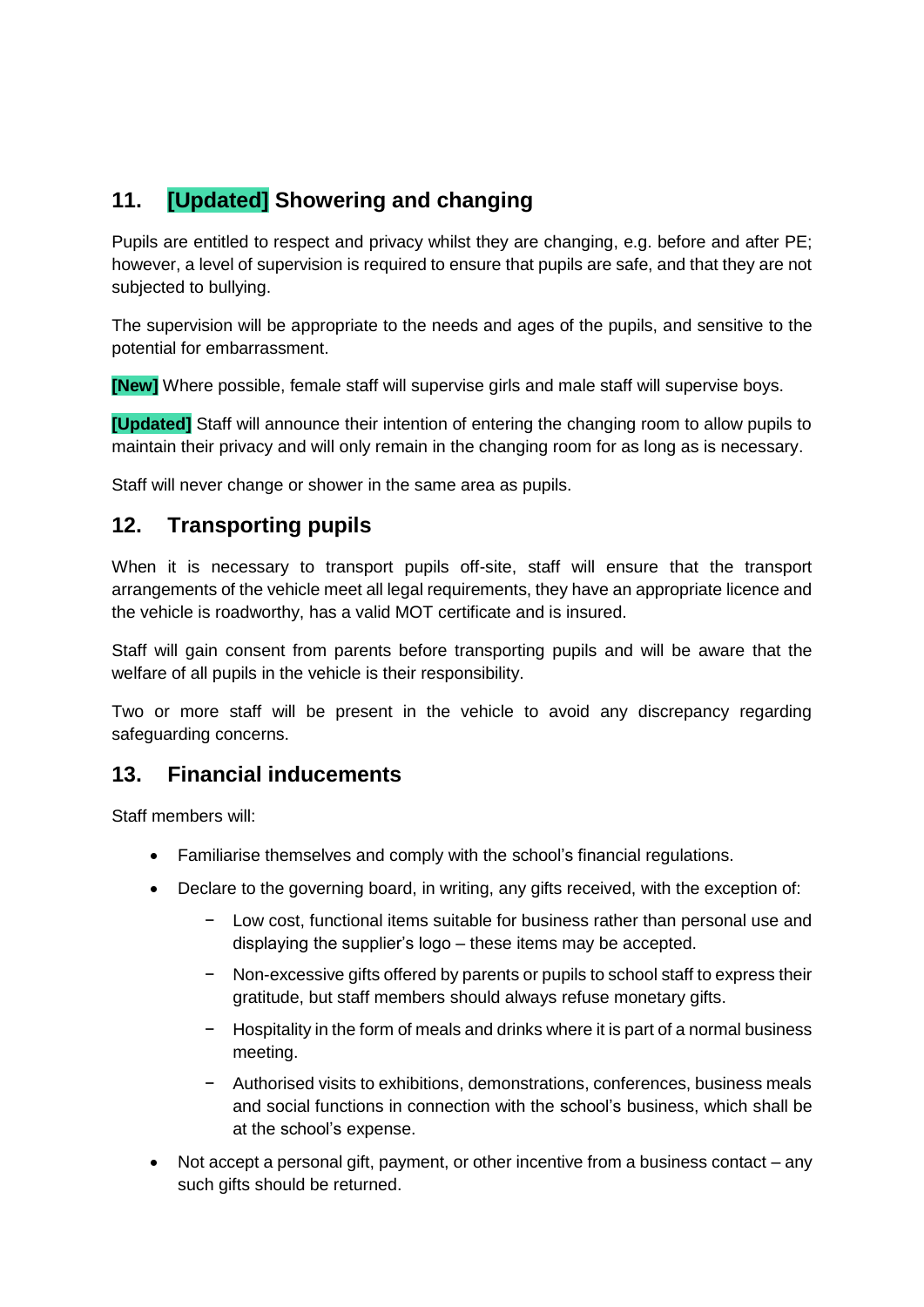## 11. **[Updated]** Showering and changing

Pupils are entitled to respect and privacy whilst they are changing, e.g. before and after PE; however, a level of supervision is required to ensure that pupils are safe, and that they are not subjected to bullying.

The supervision will be appropriate to the needs and ages of the pupils, and sensitive to the potential for embarrassment.

**[New]** Where possible, female staff will supervise girls and male staff will supervise boys.

**[Updated]** Staff will announce their intention of entering the changing room to allow pupils to maintain their privacy and will only remain in the changing room for as long as is necessary.

Staff will never change or shower in the same area as pupils.

## 12. Transporting pupils

When it is necessary to transport pupils off-site, staff will ensure that the transport arrangements of the vehicle meet all legal requirements, they have an appropriate licence and the vehicle is roadworthy, has a valid MOT certificate and is insured.

Staff will gain consent from parents before transporting pupils and will be aware that the welfare of all pupils in the vehicle is their responsibility.

Two or more staff will be present in the vehicle to avoid any discrepancy regarding safeguarding concerns.

## 13. Financial inducements

Staff members will:

- Familiarise themselves and comply with the school's financial regulations.
- Declare to the governing board, in writing, any gifts received, with the exception of:
  - Low cost, functional items suitable for business rather than personal use and displaying the supplier's logo – these items may be accepted.
  - Non-excessive gifts offered by parents or pupils to school staff to express their gratitude, but staff members should always refuse monetary gifts.
  - Hospitality in the form of meals and drinks where it is part of a normal business meeting.
  - Authorised visits to exhibitions, demonstrations, conferences, business meals and social functions in connection with the school's business, which shall be at the school's expense.
- Not accept a personal gift, payment, or other incentive from a business contact – any such gifts should be returned.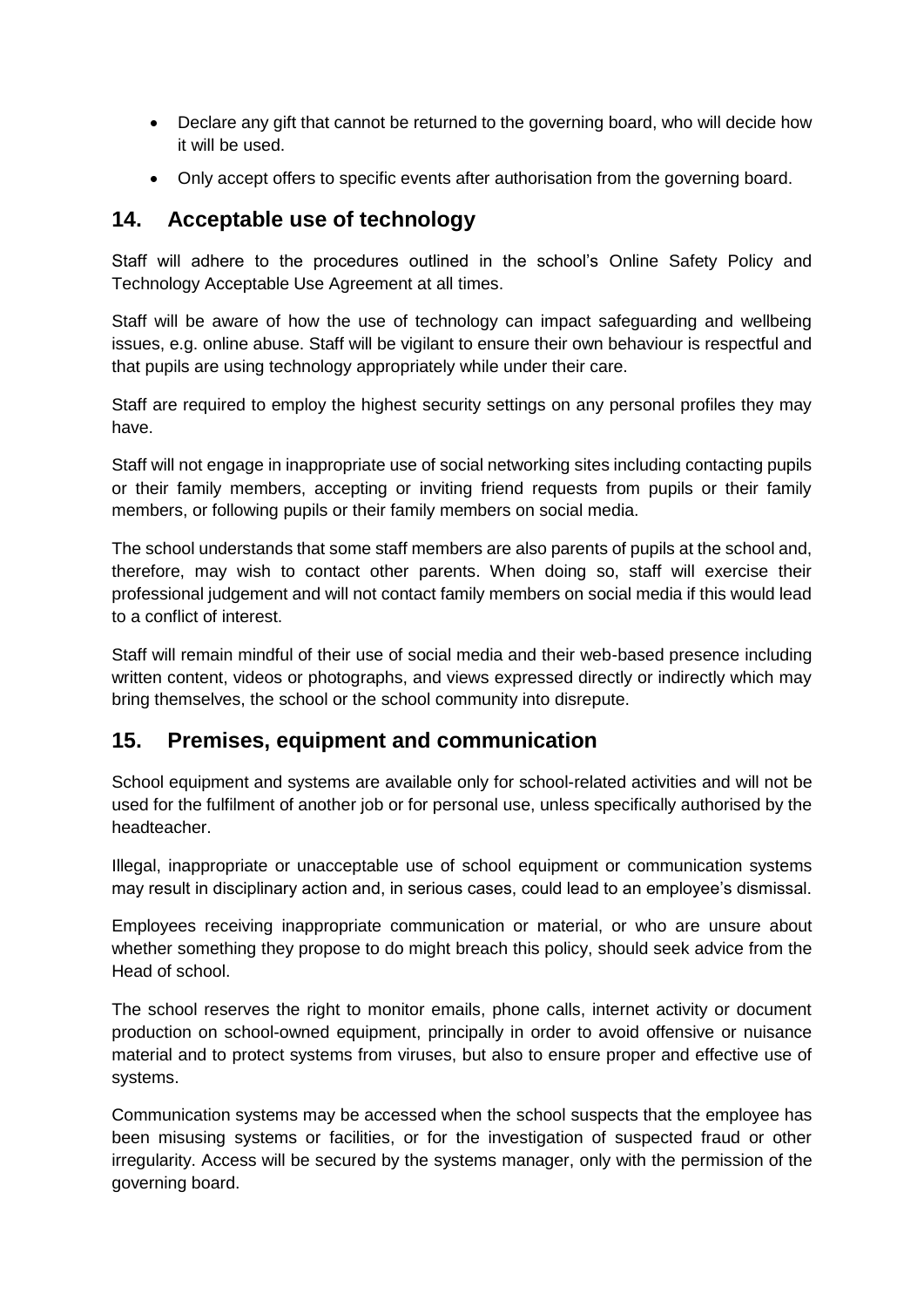- Declare any gift that cannot be returned to the governing board, who will decide how it will be used.
- Only accept offers to specific events after authorisation from the governing board.

## 14. Acceptable use of technology

Staff will adhere to the procedures outlined in the school's Online Safety Policy and Technology Acceptable Use Agreement at all times.

Staff will be aware of how the use of technology can impact safeguarding and wellbeing issues, e.g. online abuse. Staff will be vigilant to ensure their own behaviour is respectful and that pupils are using technology appropriately while under their care.

Staff are required to employ the highest security settings on any personal profiles they may have.

Staff will not engage in inappropriate use of social networking sites including contacting pupils or their family members, accepting or inviting friend requests from pupils or their family members, or following pupils or their family members on social media.

The school understands that some staff members are also parents of pupils at the school and, therefore, may wish to contact other parents. When doing so, staff will exercise their professional judgement and will not contact family members on social media if this would lead to a conflict of interest.

Staff will remain mindful of their use of social media and their web-based presence including written content, videos or photographs, and views expressed directly or indirectly which may bring themselves, the school or the school community into disrepute.

## 15. Premises, equipment and communication

School equipment and systems are available only for school-related activities and will not be used for the fulfilment of another job or for personal use, unless specifically authorised by the headteacher.

Illegal, inappropriate or unacceptable use of school equipment or communication systems may result in disciplinary action and, in serious cases, could lead to an employee's dismissal.

Employees receiving inappropriate communication or material, or who are unsure about whether something they propose to do might breach this policy, should seek advice from the Head of school.

The school reserves the right to monitor emails, phone calls, internet activity or document production on school-owned equipment, principally in order to avoid offensive or nuisance material and to protect systems from viruses, but also to ensure proper and effective use of systems.

Communication systems may be accessed when the school suspects that the employee has been misusing systems or facilities, or for the investigation of suspected fraud or other irregularity. Access will be secured by the systems manager, only with the permission of the governing board.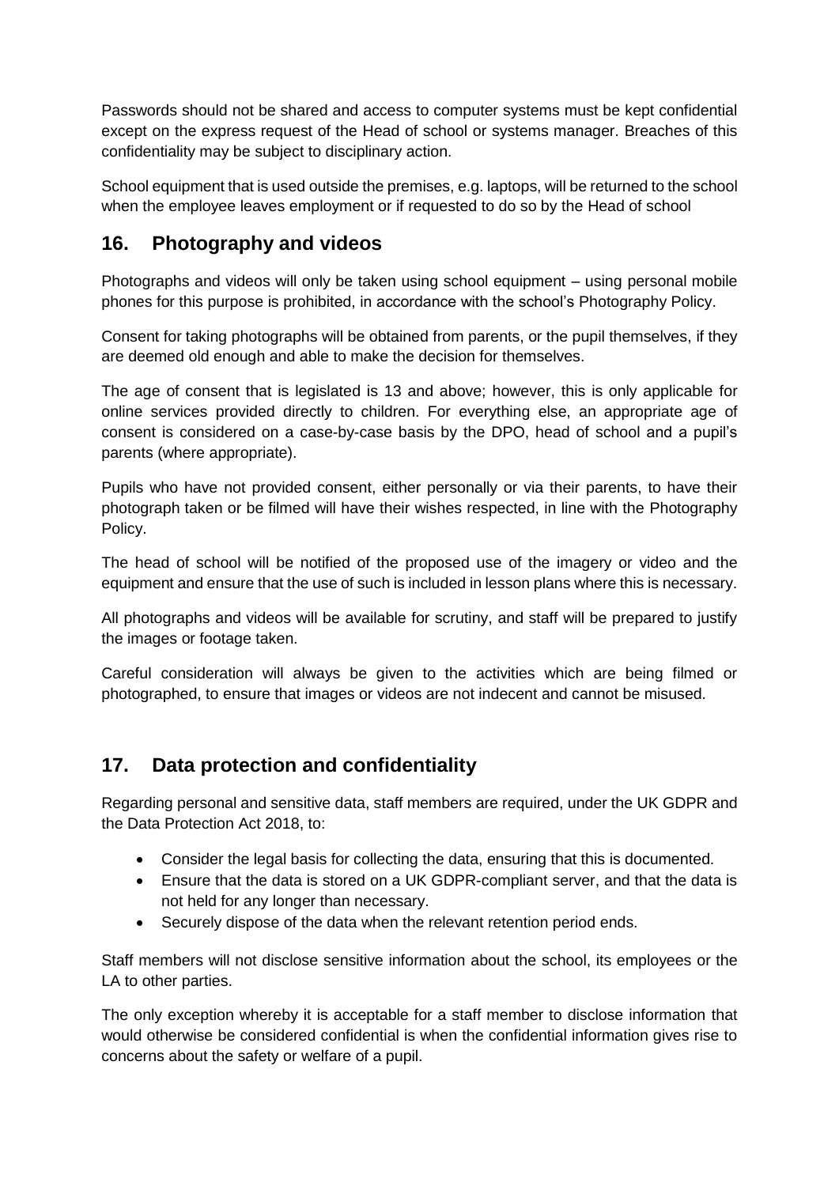Passwords should not be shared and access to computer systems must be kept confidential except on the express request of the Head of school or systems manager. Breaches of this confidentiality may be subject to disciplinary action.

School equipment that is used outside the premises, e.g. laptops, will be returned to the school when the employee leaves employment or if requested to do so by the Head of school

## 16. Photography and videos

Photographs and videos will only be taken using school equipment – using personal mobile phones for this purpose is prohibited, in accordance with the school's Photography Policy.

Consent for taking photographs will be obtained from parents, or the pupil themselves, if they are deemed old enough and able to make the decision for themselves.

The age of consent that is legislated is 13 and above; however, this is only applicable for online services provided directly to children. For everything else, an appropriate age of consent is considered on a case-by-case basis by the DPO, head of school and a pupil's parents (where appropriate).

Pupils who have not provided consent, either personally or via their parents, to have their photograph taken or be filmed will have their wishes respected, in line with the Photography Policy.

The head of school will be notified of the proposed use of the imagery or video and the equipment and ensure that the use of such is included in lesson plans where this is necessary.

All photographs and videos will be available for scrutiny, and staff will be prepared to justify the images or footage taken.

Careful consideration will always be given to the activities which are being filmed or photographed, to ensure that images or videos are not indecent and cannot be misused.

## 17. Data protection and confidentiality

Regarding personal and sensitive data, staff members are required, under the UK GDPR and the Data Protection Act 2018, to:

- Consider the legal basis for collecting the data, ensuring that this is documented.
- Ensure that the data is stored on a UK GDPR-compliant server, and that the data is not held for any longer than necessary.
- Securely dispose of the data when the relevant retention period ends.

Staff members will not disclose sensitive information about the school, its employees or the LA to other parties.

The only exception whereby it is acceptable for a staff member to disclose information that would otherwise be considered confidential is when the confidential information gives rise to concerns about the safety or welfare of a pupil.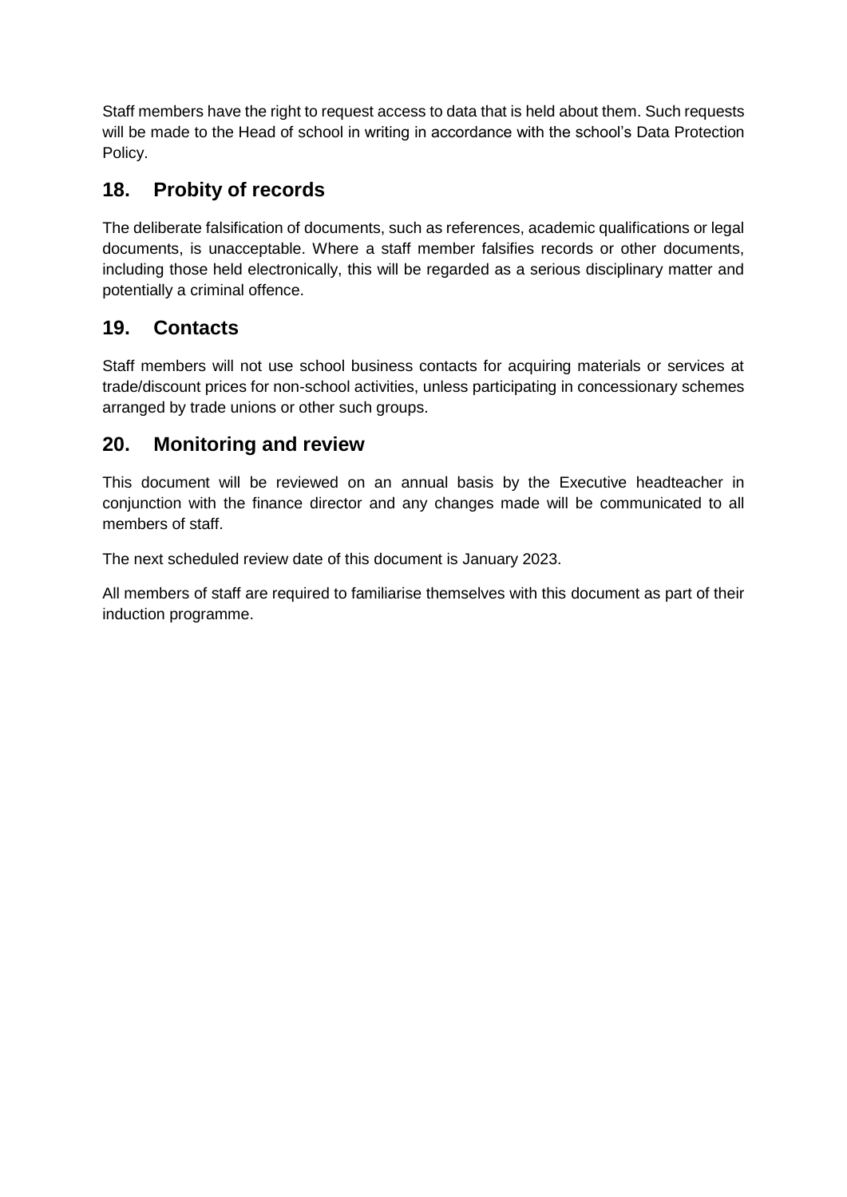Staff members have the right to request access to data that is held about them. Such requests will be made to the Head of school in writing in accordance with the school's Data Protection Policy.

## 18. Probity of records

The deliberate falsification of documents, such as references, academic qualifications or legal documents, is unacceptable. Where a staff member falsifies records or other documents, including those held electronically, this will be regarded as a serious disciplinary matter and potentially a criminal offence.

## 19. Contacts

Staff members will not use school business contacts for acquiring materials or services at trade/discount prices for non-school activities, unless participating in concessionary schemes arranged by trade unions or other such groups.

## 20. Monitoring and review

This document will be reviewed on an annual basis by the Executive headteacher in conjunction with the finance director and any changes made will be communicated to all members of staff.

The next scheduled review date of this document is January 2023.

All members of staff are required to familiarise themselves with this document as part of their induction programme.